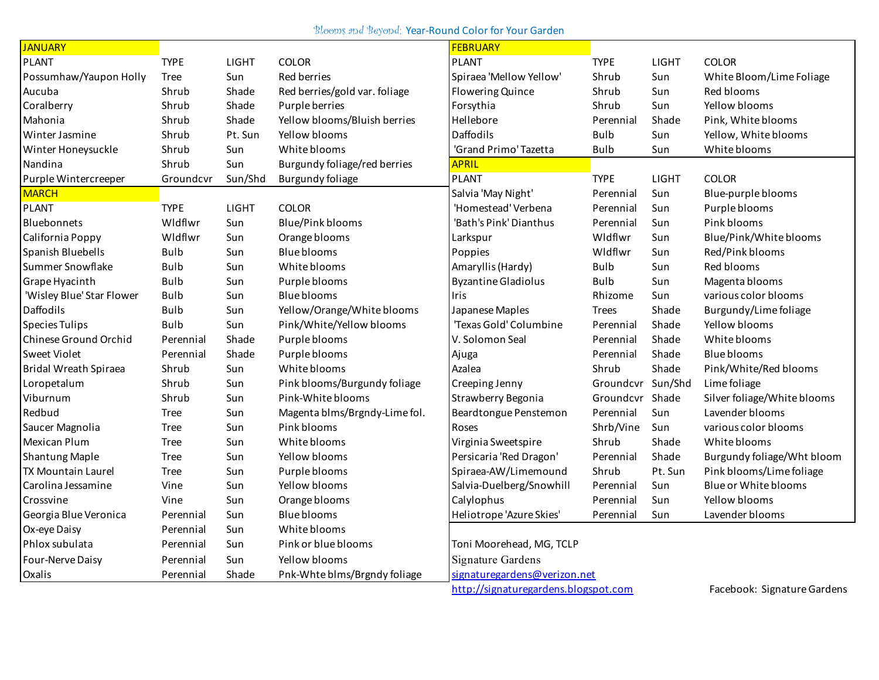# Blooms and Beyond: Year-Round Color for Your Garden

## JANUARY

| PLANT | TYPE | LIGHT | COLOR |
|---|---|---|---|
| Possumhaw/Yaupon Holly | Tree | Sun | Red berries |
| Aucuba | Shrub | Shade | Red berries/gold var. foliage |
| Coralberry | Shrub | Shade | Purple berries |
| Mahonia | Shrub | Shade | Yellow blooms/Bluish berries |
| Winter Jasmine | Shrub | Pt. Sun | Yellow blooms |
| Winter Honeysuckle | Shrub | Sun | White blooms |
| Nandina | Shrub | Sun | Burgundy foliage/red berries |
| Purple Wintercreeper | Groundcvr | Sun/Shd | Burgundy foliage |

## MARCH

| PLANT | TYPE | LIGHT | COLOR |
|---|---|---|---|
| Bluebonnets | Wldflwr | Sun | Blue/Pink blooms |
| California Poppy | Wldflwr | Sun | Orange blooms |
| Spanish Bluebells | Bulb | Sun | Blue blooms |
| Summer Snowflake | Bulb | Sun | White blooms |
| Grape Hyacinth | Bulb | Sun | Purple blooms |
| 'Wisley Blue' Star Flower | Bulb | Sun | Blue blooms |
| Daffodils | Bulb | Sun | Yellow/Orange/White blooms |
| Species Tulips | Bulb | Sun | Pink/White/Yellow blooms |
| Chinese Ground Orchid | Perennial | Shade | Purple blooms |
| Sweet Violet | Perennial | Shade | Purple blooms |
| Bridal Wreath Spiraea | Shrub | Sun | White blooms |
| Loropetalum | Shrub | Sun | Pink blooms/Burgundy foliage |
| Viburnum | Shrub | Sun | Pink-White blooms |
| Redbud | Tree | Sun | Magenta blms/Brgndy-Lime fol. |
| Saucer Magnolia | Tree | Sun | Pink blooms |
| Mexican Plum | Tree | Sun | White blooms |
| Shantung Maple | Tree | Sun | Yellow blooms |
| TX Mountain Laurel | Tree | Sun | Purple blooms |
| Carolina Jessamine | Vine | Sun | Yellow blooms |
| Crossvine | Vine | Sun | Orange blooms |
| Georgia Blue Veronica | Perennial | Sun | Blue blooms |
| Ox-eye Daisy | Perennial | Sun | White blooms |
| Phlox subulata | Perennial | Sun | Pink or blue blooms |
| Four-Nerve Daisy | Perennial | Sun | Yellow blooms |
| Oxalis | Perennial | Shade | Pnk-Whte blms/Brgndy foliage |

## FEBRUARY

| PLANT | TYPE | LIGHT | COLOR |
|---|---|---|---|
| Spiraea 'Mellow Yellow' | Shrub | Sun | White Bloom/Lime Foliage |
| Flowering Quince | Shrub | Sun | Red blooms |
| Forsythia | Shrub | Sun | Yellow blooms |
| Hellebore | Perennial | Shade | Pink, White blooms |
| Daffodils | Bulb | Sun | Yellow, White blooms |
| 'Grand Primo' Tazetta | Bulb | Sun | White blooms |

## APRIL

| PLANT | TYPE | LIGHT | COLOR |
|---|---|---|---|
| Salvia 'May Night' | Perennial | Sun | Blue-purple blooms |
| 'Homestead' Verbena | Perennial | Sun | Purple blooms |
| 'Bath's Pink' Dianthus | Perennial | Sun | Pink blooms |
| Larkspur | Wldflwr | Sun | Blue/Pink/White blooms |
| Poppies | Wldflwr | Sun | Red/Pink blooms |
| Amaryllis (Hardy) | Bulb | Sun | Red blooms |
| Byzantine Gladiolus | Bulb | Sun | Magenta blooms |
| Iris | Rhizome | Sun | various color blooms |
| Japanese Maples | Trees | Shade | Burgundy/Lime foliage |
| 'Texas Gold' Columbine | Perennial | Shade | Yellow blooms |
| V. Solomon Seal | Perennial | Shade | White blooms |
| Ajuga | Perennial | Shade | Blue blooms |
| Azalea | Shrub | Shade | Pink/White/Red blooms |
| Creeping Jenny | Groundcvr | Sun/Shd | Lime foliage |
| Strawberry Begonia | Groundcvr | Shade | Silver foliage/White blooms |
| Beardtongue Penstemon | Perennial | Sun | Lavender blooms |
| Roses | Shrb/Vine | Sun | various color blooms |
| Virginia Sweetspire | Shrub | Shade | White blooms |
| Persicaria 'Red Dragon' | Perennial | Shade | Burgundy foliage/Wht bloom |
| Spiraea-AW/Limemound | Shrub | Pt. Sun | Pink blooms/Lime foliage |
| Salvia-Duelberg/Snowhill | Perennial | Sun | Blue or White blooms |
| Calylophus | Perennial | Sun | Yellow blooms |
| Heliotrope 'Azure Skies' | Perennial | Sun | Lavender blooms |

Toni Moorehead, MG, TCLP
Signature Gardens
signaturegardens@verizon.net
http://signaturegardens.blogspot.com

Facebook: Signature Gardens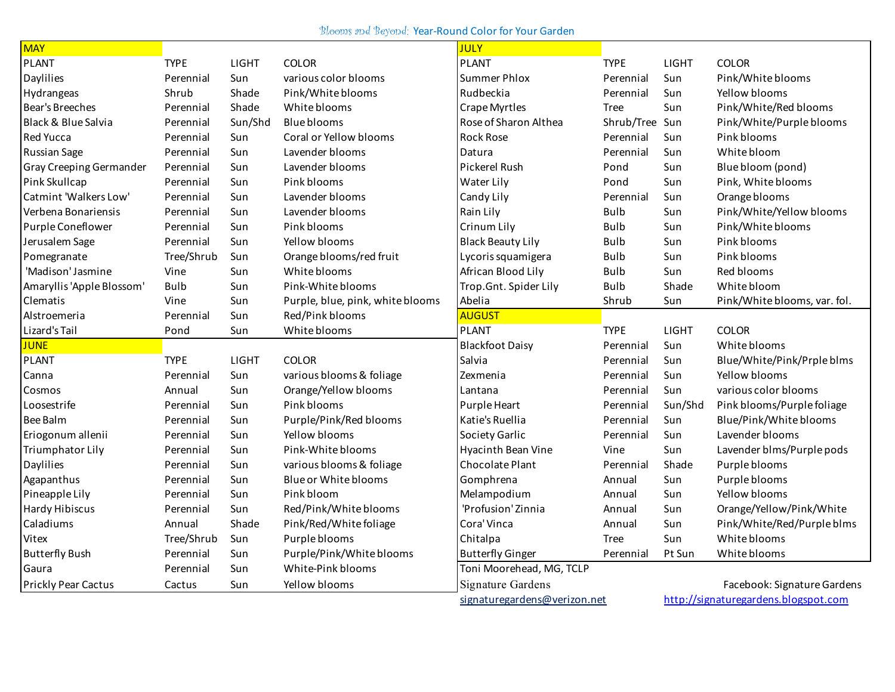Blooms and Beyond: Year-Round Color for Your Garden

## MAY

| PLANT | TYPE | LIGHT | COLOR |
|---|---|---|---|
| Daylilies | Perennial | Sun | various color blooms |
| Hydrangeas | Shrub | Shade | Pink/White blooms |
| Bear's Breeches | Perennial | Shade | White blooms |
| Black & Blue Salvia | Perennial | Sun/Shd | Blue blooms |
| Red Yucca | Perennial | Sun | Coral or Yellow blooms |
| Russian Sage | Perennial | Sun | Lavender blooms |
| Gray Creeping Germander | Perennial | Sun | Lavender blooms |
| Pink Skullcap | Perennial | Sun | Pink blooms |
| Catmint 'Walkers Low' | Perennial | Sun | Lavender blooms |
| Verbena Bonariensis | Perennial | Sun | Lavender blooms |
| Purple Coneflower | Perennial | Sun | Pink blooms |
| Jerusalem Sage | Perennial | Sun | Yellow blooms |
| Pomegranate | Tree/Shrub | Sun | Orange blooms/red fruit |
| 'Madison' Jasmine | Vine | Sun | White blooms |
| Amaryllis 'Apple Blossom' | Bulb | Sun | Pink-White blooms |
| Clematis | Vine | Sun | Purple, blue, pink, white blooms |
| Alstroemeria | Perennial | Sun | Red/Pink blooms |
| Lizard's Tail | Pond | Sun | White blooms |

## JUNE

| PLANT | TYPE | LIGHT | COLOR |
|---|---|---|---|
| Canna | Perennial | Sun | various blooms & foliage |
| Cosmos | Annual | Sun | Orange/Yellow blooms |
| Loosestrife | Perennial | Sun | Pink blooms |
| Bee Balm | Perennial | Sun | Purple/Pink/Red blooms |
| Eriogonum allenii | Perennial | Sun | Yellow blooms |
| Triumphator Lily | Perennial | Sun | Pink-White blooms |
| Daylilies | Perennial | Sun | various blooms & foliage |
| Agapanthus | Perennial | Sun | Blue or White blooms |
| Pineapple Lily | Perennial | Sun | Pink bloom |
| Hardy Hibiscus | Perennial | Sun | Red/Pink/White blooms |
| Caladiums | Annual | Shade | Pink/Red/White foliage |
| Vitex | Tree/Shrub | Sun | Purple blooms |
| Butterfly Bush | Perennial | Sun | Purple/Pink/White blooms |
| Gaura | Perennial | Sun | White-Pink blooms |
| Prickly Pear Cactus | Cactus | Sun | Yellow blooms |

## JULY

| PLANT | TYPE | LIGHT | COLOR |
|---|---|---|---|
| Summer Phlox | Perennial | Sun | Pink/White blooms |
| Rudbeckia | Perennial | Sun | Yellow blooms |
| Crape Myrtles | Tree | Sun | Pink/White/Red blooms |
| Rose of Sharon Althea | Shrub/Tree | Sun | Pink/White/Purple blooms |
| Rock Rose | Perennial | Sun | Pink blooms |
| Datura | Perennial | Sun | White bloom |
| Pickerel Rush | Pond | Sun | Blue bloom (pond) |
| Water Lily | Pond | Sun | Pink, White blooms |
| Candy Lily | Perennial | Sun | Orange blooms |
| Rain Lily | Bulb | Sun | Pink/White/Yellow blooms |
| Crinum Lily | Bulb | Sun | Pink/White blooms |
| Black Beauty Lily | Bulb | Sun | Pink blooms |
| Lycoris squamigera | Bulb | Sun | Pink blooms |
| African Blood Lily | Bulb | Sun | Red blooms |
| Trop.Gnt. Spider Lily | Bulb | Shade | White bloom |
| Abelia | Shrub | Sun | Pink/White blooms, var. fol. |

## AUGUST

| PLANT | TYPE | LIGHT | COLOR |
|---|---|---|---|
| Blackfoot Daisy | Perennial | Sun | White blooms |
| Salvia | Perennial | Sun | Blue/White/Pink/Prple blms |
| Zexmenia | Perennial | Sun | Yellow blooms |
| Lantana | Perennial | Sun | various color blooms |
| Purple Heart | Perennial | Sun/Shd | Pink blooms/Purple foliage |
| Katie's Ruellia | Perennial | Sun | Blue/Pink/White blooms |
| Society Garlic | Perennial | Sun | Lavender blooms |
| Hyacinth Bean Vine | Vine | Sun | Lavender blms/Purple pods |
| Chocolate Plant | Perennial | Shade | Purple blooms |
| Gomphrena | Annual | Sun | Purple blooms |
| Melampodium | Annual | Sun | Yellow blooms |
| 'Profusion' Zinnia | Annual | Sun | Orange/Yellow/Pink/White |
| Cora' Vinca | Annual | Sun | Pink/White/Red/Purple blms |
| Chitalpa | Tree | Sun | White blooms |
| Butterfly Ginger | Perennial | Pt Sun | White blooms |

Toni Moorehead, MG, TCLP

Signature Gardens — Facebook: Signature Gardens

signaturegardens@verizon.net — http://signaturegardens.blogspot.com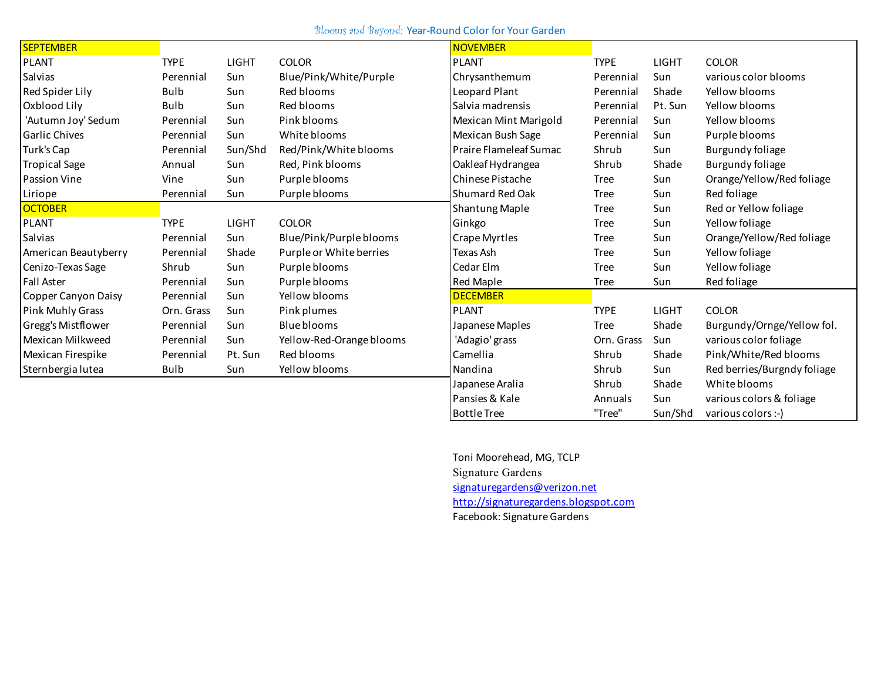Blooms and Beyond: Year-Round Color for Your Garden

## SEPTEMBER

| PLANT | TYPE | LIGHT | COLOR |
|---|---|---|---|
| Salvias | Perennial | Sun | Blue/Pink/White/Purple |
| Red Spider Lily | Bulb | Sun | Red blooms |
| Oxblood Lily | Bulb | Sun | Red blooms |
| 'Autumn Joy' Sedum | Perennial | Sun | Pink blooms |
| Garlic Chives | Perennial | Sun | White blooms |
| Turk's Cap | Perennial | Sun/Shd | Red/Pink/White blooms |
| Tropical Sage | Annual | Sun | Red, Pink blooms |
| Passion Vine | Vine | Sun | Purple blooms |
| Liriope | Perennial | Sun | Purple blooms |

## OCTOBER

| PLANT | TYPE | LIGHT | COLOR |
|---|---|---|---|
| Salvias | Perennial | Sun | Blue/Pink/Purple blooms |
| American Beautyberry | Perennial | Shade | Purple or White berries |
| Cenizo-Texas Sage | Shrub | Sun | Purple blooms |
| Fall Aster | Perennial | Sun | Purple blooms |
| Copper Canyon Daisy | Perennial | Sun | Yellow blooms |
| Pink Muhly Grass | Orn. Grass | Sun | Pink plumes |
| Gregg's Mistflower | Perennial | Sun | Blue blooms |
| Mexican Milkweed | Perennial | Sun | Yellow-Red-Orange blooms |
| Mexican Firespike | Perennial | Pt. Sun | Red blooms |
| Sternbergia lutea | Bulb | Sun | Yellow blooms |

## NOVEMBER

| PLANT | TYPE | LIGHT | COLOR |
|---|---|---|---|
| Chrysanthemum | Perennial | Sun | various color blooms |
| Leopard Plant | Perennial | Shade | Yellow blooms |
| Salvia madrensis | Perennial | Pt. Sun | Yellow blooms |
| Mexican Mint Marigold | Perennial | Sun | Yellow blooms |
| Mexican Bush Sage | Perennial | Sun | Purple blooms |
| Praire Flameleaf Sumac | Shrub | Sun | Burgundy foliage |
| Oakleaf Hydrangea | Shrub | Shade | Burgundy foliage |
| Chinese Pistache | Tree | Sun | Orange/Yellow/Red foliage |
| Shumard Red Oak | Tree | Sun | Red foliage |
| Shantung Maple | Tree | Sun | Red or Yellow foliage |
| Ginkgo | Tree | Sun | Yellow foliage |
| Crape Myrtles | Tree | Sun | Orange/Yellow/Red foliage |
| Texas Ash | Tree | Sun | Yellow foliage |
| Cedar Elm | Tree | Sun | Yellow foliage |
| Red Maple | Tree | Sun | Red foliage |

## DECEMBER

| PLANT | TYPE | LIGHT | COLOR |
|---|---|---|---|
| Japanese Maples | Tree | Shade | Burgundy/Ornge/Yellow fol. |
| 'Adagio' grass | Orn. Grass | Sun | various color foliage |
| Camellia | Shrub | Shade | Pink/White/Red blooms |
| Nandina | Shrub | Sun | Red berries/Burgndy foliage |
| Japanese Aralia | Shrub | Shade | White blooms |
| Pansies & Kale | Annuals | Sun | various colors & foliage |
| Bottle Tree | "Tree" | Sun/Shd | various colors :-) |

Toni Moorehead, MG, TCLP
Signature Gardens
signaturegardens@verizon.net
http://signaturegardens.blogspot.com
Facebook: Signature Gardens